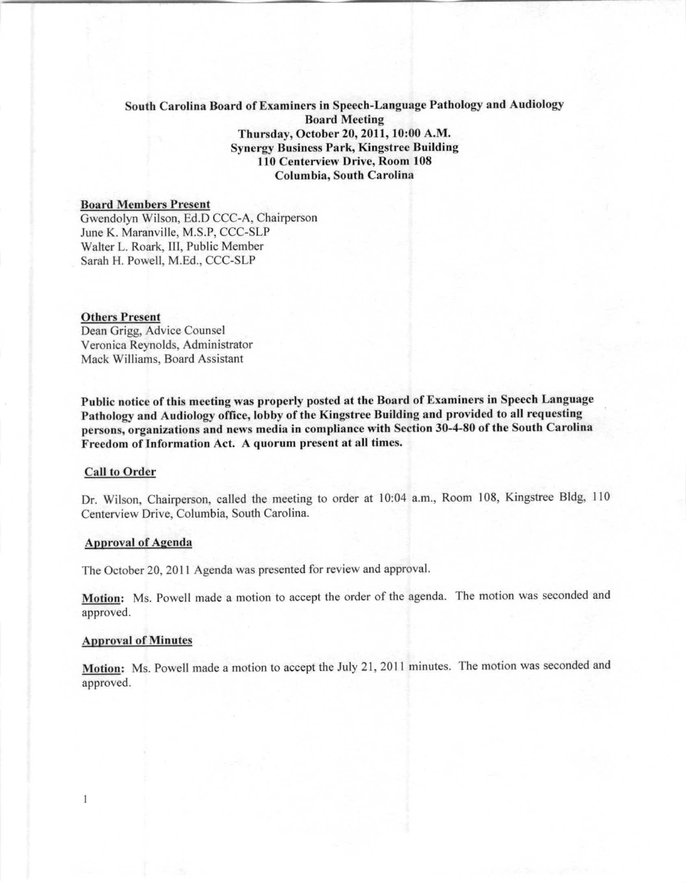# South Carolina Board of Examiners in Speech-Language Pathology and Audiology

**Board Meeting**
**Thursday, October 20, 2011, 10:00 A.M.**
**Synergy Business Park, Kingstree Building**
**110 Centerview Drive, Room 108**
**Columbia, South Carolina**

## Board Members Present

Gwendolyn Wilson, Ed.D CCC-A, Chairperson
June K. Maranville, M.S.P, CCC-SLP
Walter L. Roark, III, Public Member
Sarah H. Powell, M.Ed., CCC-SLP

## Others Present

Dean Grigg, Advice Counsel
Veronica Reynolds, Administrator
Mack Williams, Board Assistant

**Public notice of this meeting was properly posted at the Board of Examiners in Speech Language Pathology and Audiology office, lobby of the Kingstree Building and provided to all requesting persons, organizations and news media in compliance with Section 30-4-80 of the South Carolina Freedom of Information Act. A quorum present at all times.**

## Call to Order

Dr. Wilson, Chairperson, called the meeting to order at 10:04 a.m., Room 108, Kingstree Bldg, 110 Centerview Drive, Columbia, South Carolina.

## Approval of Agenda

The October 20, 2011 Agenda was presented for review and approval.

**Motion:** Ms. Powell made a motion to accept the order of the agenda. The motion was seconded and approved.

## Approval of Minutes

**Motion:** Ms. Powell made a motion to accept the July 21, 2011 minutes. The motion was seconded and approved.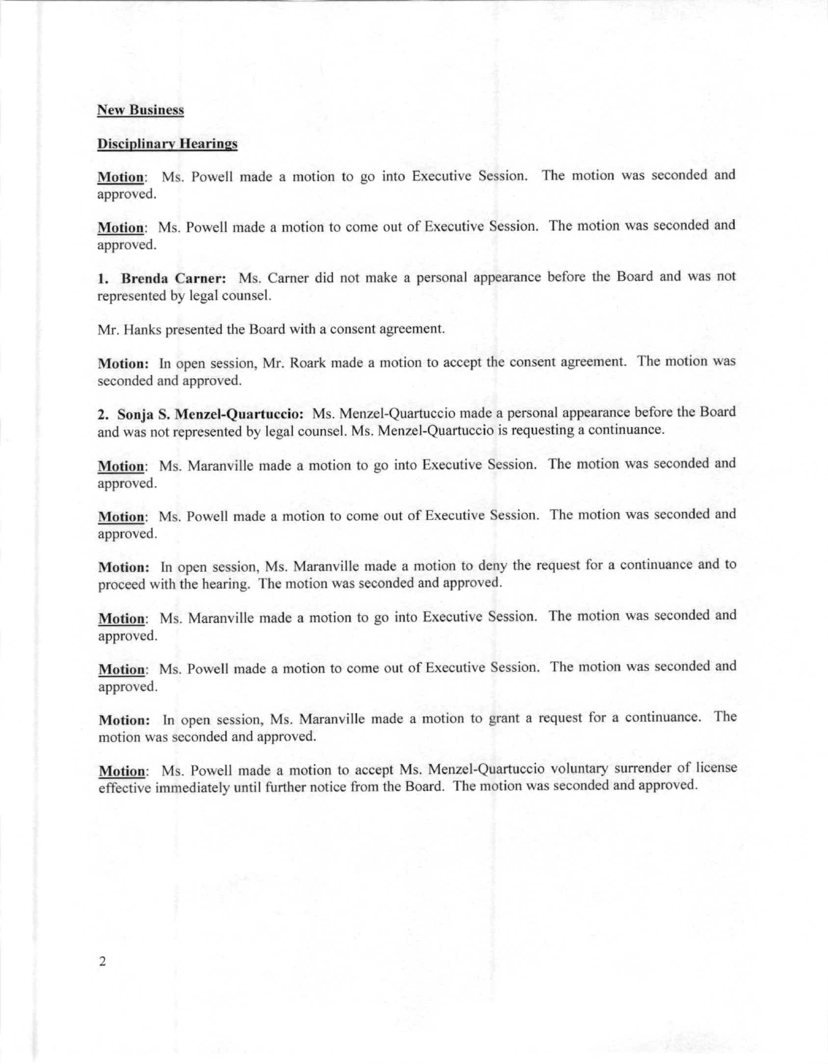**New Business**

**Disciplinary Hearings**

**Motion**: Ms. Powell made a motion to go into Executive Session. The motion was seconded and approved.

**Motion**: Ms. Powell made a motion to come out of Executive Session. The motion was seconded and approved.

**1. Brenda Carner:** Ms. Carner did not make a personal appearance before the Board and was not represented by legal counsel.

Mr. Hanks presented the Board with a consent agreement.

**Motion:** In open session, Mr. Roark made a motion to accept the consent agreement. The motion was seconded and approved.

**2. Sonja S. Menzel-Quartuccio:** Ms. Menzel-Quartuccio made a personal appearance before the Board and was not represented by legal counsel. Ms. Menzel-Quartuccio is requesting a continuance.

**Motion**: Ms. Maranville made a motion to go into Executive Session. The motion was seconded and approved.

**Motion**: Ms. Powell made a motion to come out of Executive Session. The motion was seconded and approved.

**Motion:** In open session, Ms. Maranville made a motion to deny the request for a continuance and to proceed with the hearing. The motion was seconded and approved.

**Motion**: Ms. Maranville made a motion to go into Executive Session. The motion was seconded and approved.

**Motion**: Ms. Powell made a motion to come out of Executive Session. The motion was seconded and approved.

**Motion:** In open session, Ms. Maranville made a motion to grant a request for a continuance. The motion was seconded and approved.

**Motion**: Ms. Powell made a motion to accept Ms. Menzel-Quartuccio voluntary surrender of license effective immediately until further notice from the Board. The motion was seconded and approved.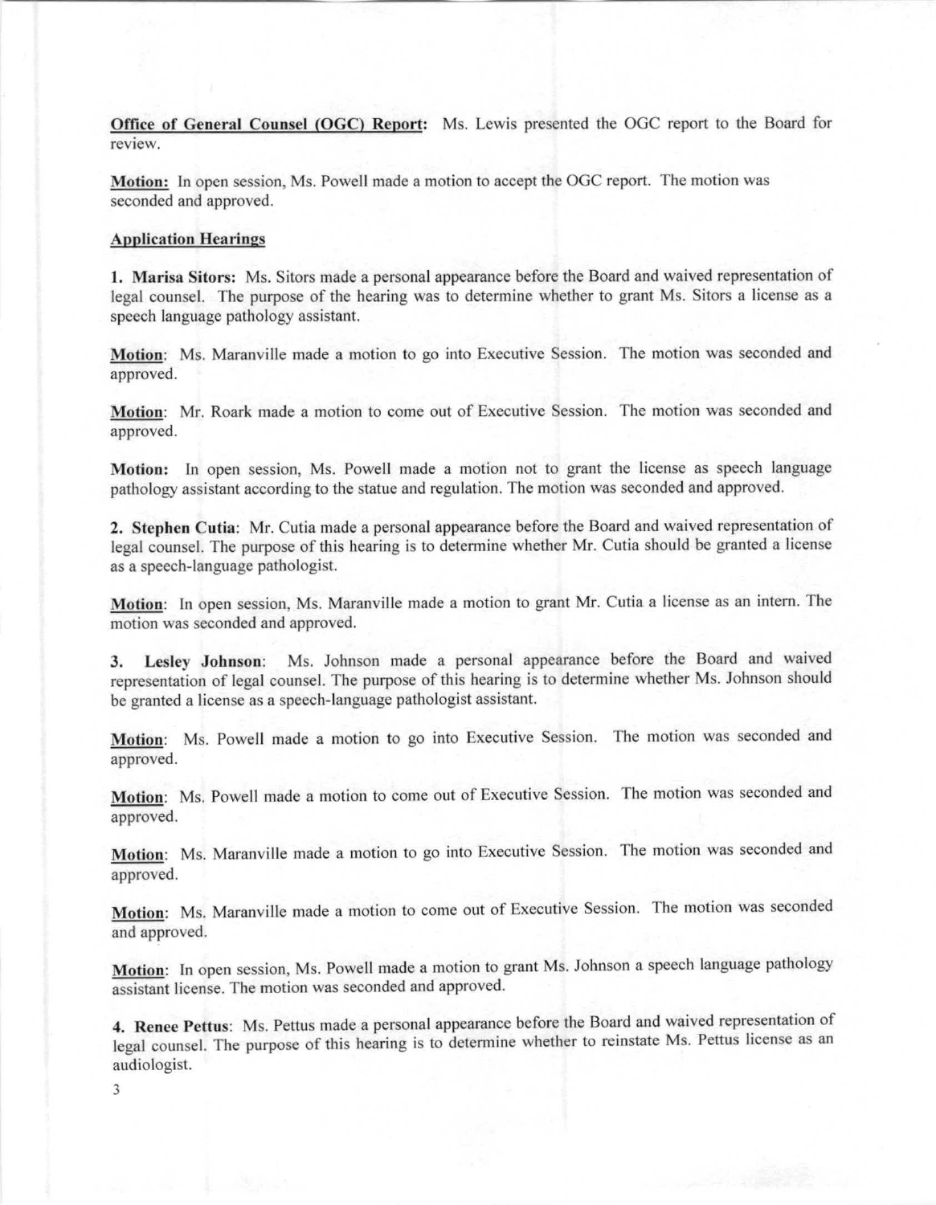**Office of General Counsel (OGC) Report:** Ms. Lewis presented the OGC report to the Board for review.

**Motion:** In open session, Ms. Powell made a motion to accept the OGC report. The motion was seconded and approved.

**Application Hearings**

**1. Marisa Sitors:** Ms. Sitors made a personal appearance before the Board and waived representation of legal counsel. The purpose of the hearing was to determine whether to grant Ms. Sitors a license as a speech language pathology assistant.

**Motion**: Ms. Maranville made a motion to go into Executive Session. The motion was seconded and approved.

**Motion**: Mr. Roark made a motion to come out of Executive Session. The motion was seconded and approved.

**Motion:** In open session, Ms. Powell made a motion not to grant the license as speech language pathology assistant according to the statue and regulation. The motion was seconded and approved.

**2. Stephen Cutia**: Mr. Cutia made a personal appearance before the Board and waived representation of legal counsel. The purpose of this hearing is to determine whether Mr. Cutia should be granted a license as a speech-language pathologist.

**Motion**: In open session, Ms. Maranville made a motion to grant Mr. Cutia a license as an intern. The motion was seconded and approved.

**3. Lesley Johnson**: Ms. Johnson made a personal appearance before the Board and waived representation of legal counsel. The purpose of this hearing is to determine whether Ms. Johnson should be granted a license as a speech-language pathologist assistant.

**Motion**: Ms. Powell made a motion to go into Executive Session. The motion was seconded and approved.

**Motion**: Ms. Powell made a motion to come out of Executive Session. The motion was seconded and approved.

**Motion**: Ms. Maranville made a motion to go into Executive Session. The motion was seconded and approved.

**Motion**: Ms. Maranville made a motion to come out of Executive Session. The motion was seconded and approved.

**Motion**: In open session, Ms. Powell made a motion to grant Ms. Johnson a speech language pathology assistant license. The motion was seconded and approved.

**4. Renee Pettus**: Ms. Pettus made a personal appearance before the Board and waived representation of legal counsel. The purpose of this hearing is to determine whether to reinstate Ms. Pettus license as an audiologist.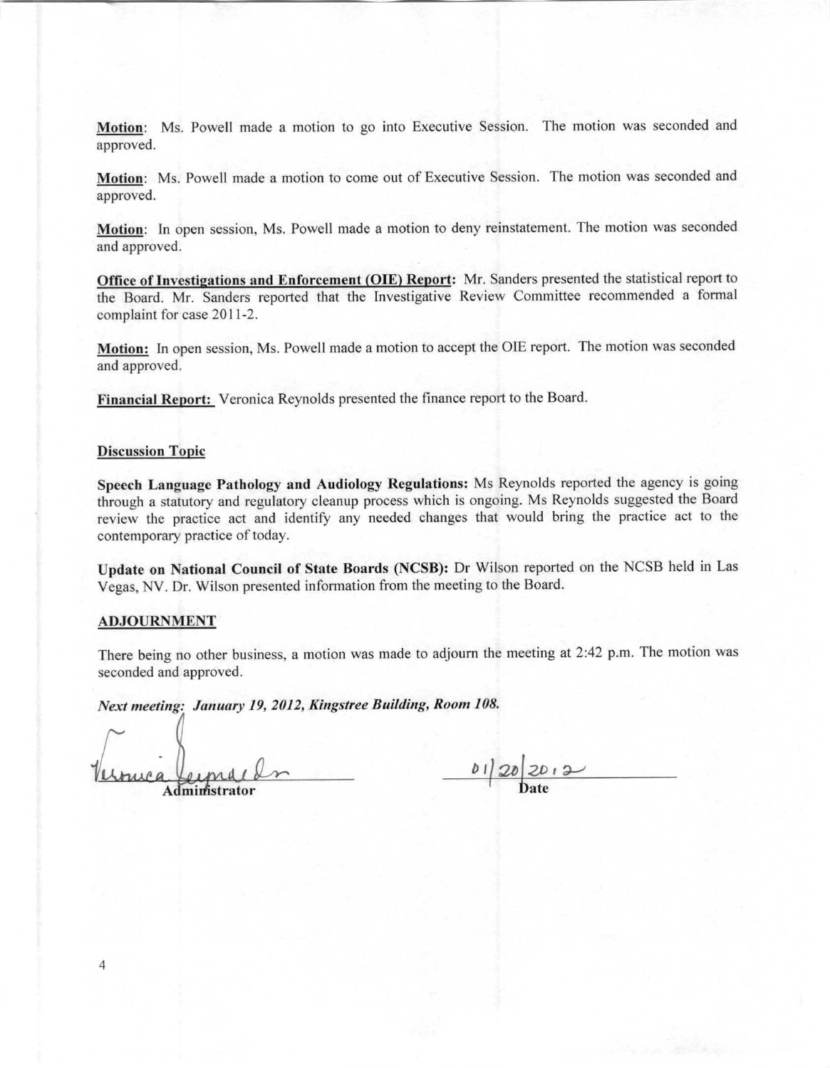**Motion**: Ms. Powell made a motion to go into Executive Session. The motion was seconded and approved.

**Motion**: Ms. Powell made a motion to come out of Executive Session. The motion was seconded and approved.

**Motion**: In open session, Ms. Powell made a motion to deny reinstatement. The motion was seconded and approved.

**Office of Investigations and Enforcement (OIE) Report:** Mr. Sanders presented the statistical report to the Board. Mr. Sanders reported that the Investigative Review Committee recommended a formal complaint for case 2011-2.

**Motion:** In open session, Ms. Powell made a motion to accept the OIE report. The motion was seconded and approved.

**Financial Report:** Veronica Reynolds presented the finance report to the Board.

**Discussion Topic**

**Speech Language Pathology and Audiology Regulations:** Ms Reynolds reported the agency is going through a statutory and regulatory cleanup process which is ongoing. Ms Reynolds suggested the Board review the practice act and identify any needed changes that would bring the practice act to the contemporary practice of today.

**Update on National Council of State Boards (NCSB):** Dr Wilson reported on the NCSB held in Las Vegas, NV. Dr. Wilson presented information from the meeting to the Board.

**ADJOURNMENT**

There being no other business, a motion was made to adjourn the meeting at 2:42 p.m. The motion was seconded and approved.

***Next meeting: January 19, 2012, Kingstree Building, Room 108.***

Veronica Reynolds
**Administrator**

01/20/2012
**Date**